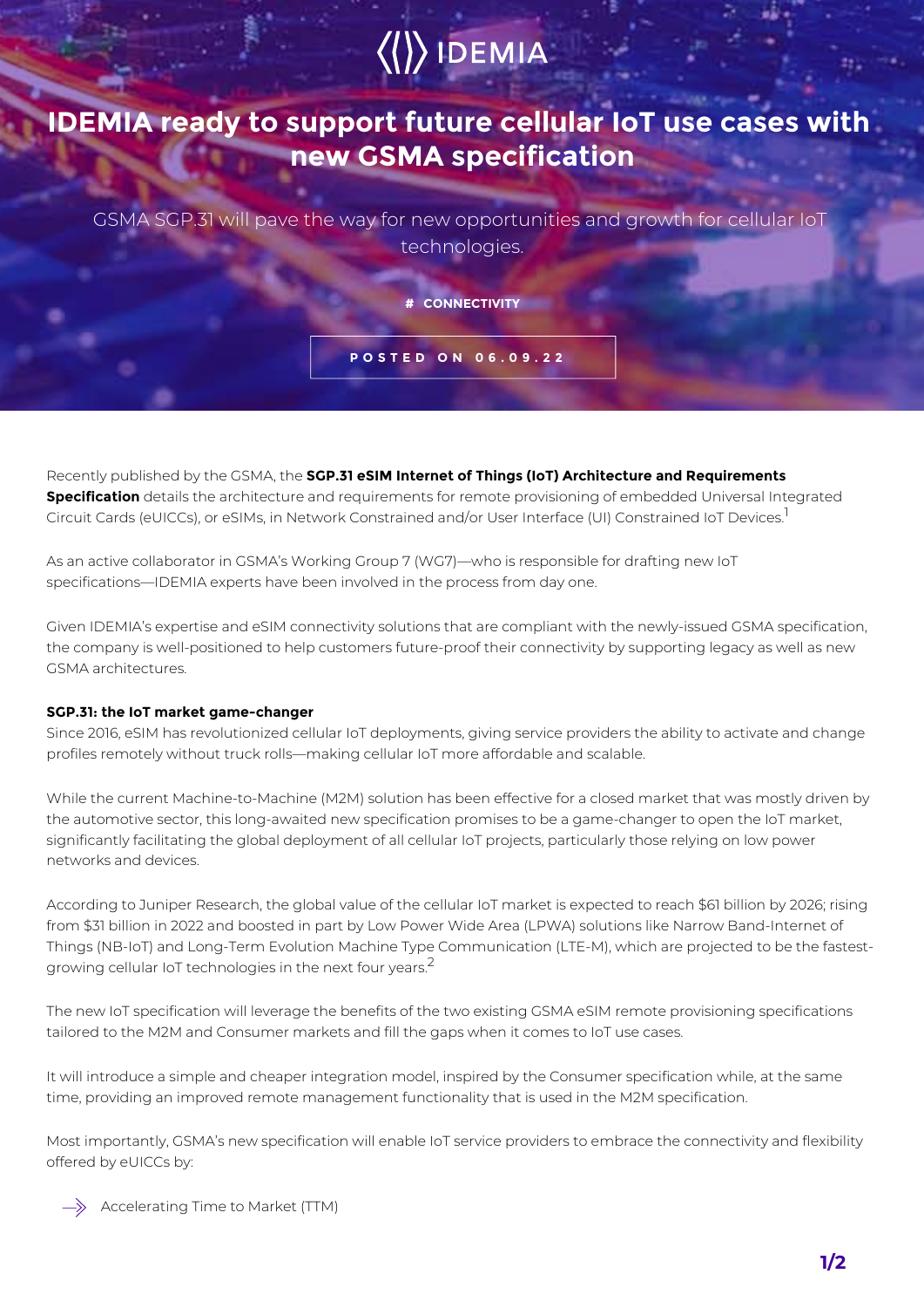IDEMIA

# IDEMIA ready to support future cellular IoT use cases with new GSMA specification

GSMA SGP.31 will pave the way for new opportunities and growth for cellular IoT technologies.

# CONNECTIVITY

POSTED ON 06.09.22

Recently published by the GSMA, the **SGP.31 eSIM Internet of Things (IoT) Architecture and Requirements Specification** details the architecture and requirements for remote provisioning of embedded Universal Integrated Circuit Cards (eUICCs), or eSIMs, in Network Constrained and/or User Interface (UI) Constrained IoT Devices.[1]

As an active collaborator in GSMA's Working Group 7 (WG7)—who is responsible for drafting new IoT specifications—IDEMIA experts have been involved in the process from day one.

Given IDEMIA's expertise and eSIM connectivity solutions that are compliant with the newly-issued GSMA specification, the company is well-positioned to help customers future-proof their connectivity by supporting legacy as well as new GSMA architectures.

**SGP.31: the IoT market game-changer**

Since 2016, eSIM has revolutionized cellular IoT deployments, giving service providers the ability to activate and change profiles remotely without truck rolls—making cellular IoT more affordable and scalable.

While the current Machine-to-Machine (M2M) solution has been effective for a closed market that was mostly driven by the automotive sector, this long-awaited new specification promises to be a game-changer to open the IoT market, significantly facilitating the global deployment of all cellular IoT projects, particularly those relying on low power networks and devices.

According to Juniper Research, the global value of the cellular IoT market is expected to reach $61 billion by 2026; rising from $31 billion in 2022 and boosted in part by Low Power Wide Area (LPWA) solutions like Narrow Band-Internet of Things (NB-IoT) and Long-Term Evolution Machine Type Communication (LTE-M), which are projected to be the fastest-growing cellular IoT technologies in the next four years.[2]

The new IoT specification will leverage the benefits of the two existing GSMA eSIM remote provisioning specifications tailored to the M2M and Consumer markets and fill the gaps when it comes to IoT use cases.

It will introduce a simple and cheaper integration model, inspired by the Consumer specification while, at the same time, providing an improved remote management functionality that is used in the M2M specification.

Most importantly, GSMA's new specification will enable IoT service providers to embrace the connectivity and flexibility offered by eUICCs by:

- Accelerating Time to Market (TTM)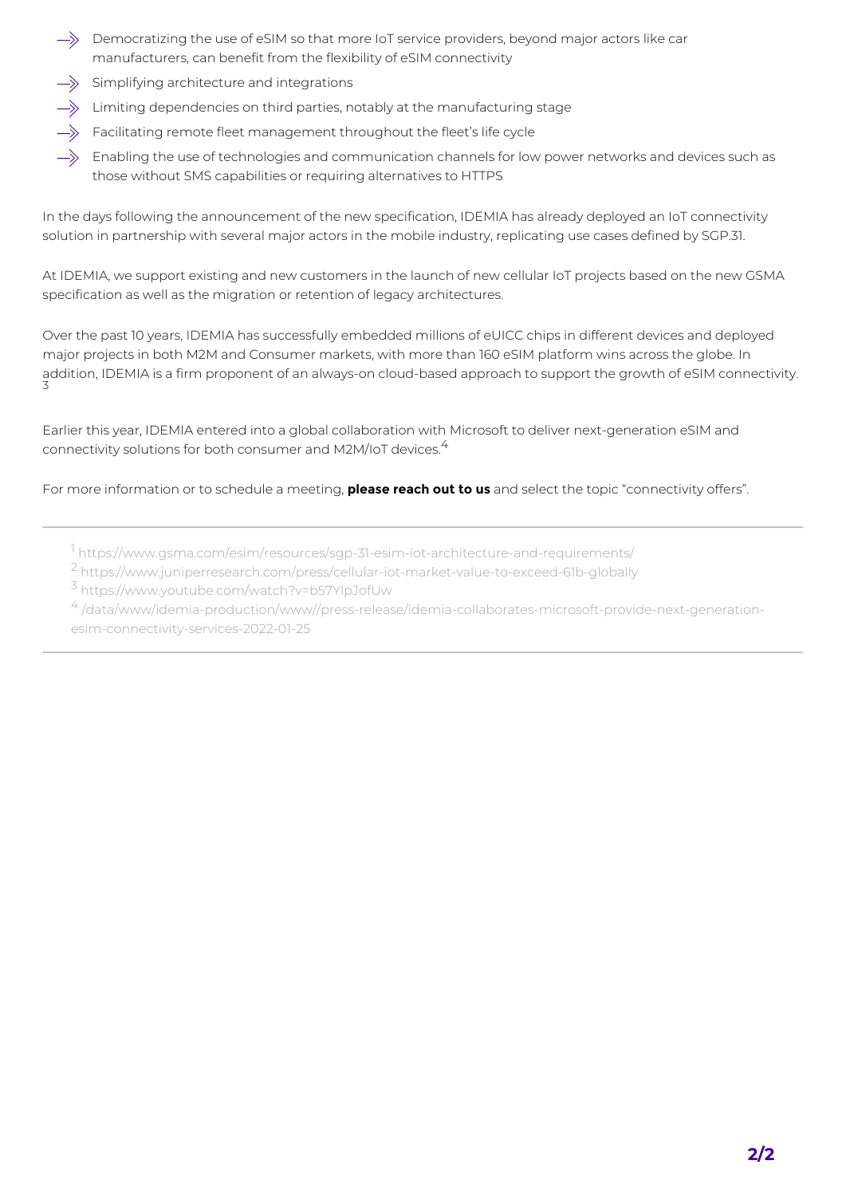- Democratizing the use of eSIM so that more IoT service providers, beyond major actors like car manufacturers, can benefit from the flexibility of eSIM connectivity
- Simplifying architecture and integrations
- Limiting dependencies on third parties, notably at the manufacturing stage
- Facilitating remote fleet management throughout the fleet's life cycle
- Enabling the use of technologies and communication channels for low power networks and devices such as those without SMS capabilities or requiring alternatives to HTTPS

In the days following the announcement of the new specification, IDEMIA has already deployed an IoT connectivity solution in partnership with several major actors in the mobile industry, replicating use cases defined by SGP.31.

At IDEMIA, we support existing and new customers in the launch of new cellular IoT projects based on the new GSMA specification as well as the migration or retention of legacy architectures.

Over the past 10 years, IDEMIA has successfully embedded millions of eUICC chips in different devices and deployed major projects in both M2M and Consumer markets, with more than 160 eSIM platform wins across the globe. In addition, IDEMIA is a firm proponent of an always-on cloud-based approach to support the growth of eSIM connectivity.[3]

Earlier this year, IDEMIA entered into a global collaboration with Microsoft to deliver next-generation eSIM and connectivity solutions for both consumer and M2M/IoT devices.[4]

For more information or to schedule a meeting, **please reach out to us** and select the topic "connectivity offers".

---

[1] https://www.gsma.com/esim/resources/sgp-31-esim-iot-architecture-and-requirements/
[2] https://www.juniperresearch.com/press/cellular-iot-market-value-to-exceed-61b-globally
[3] https://www.youtube.com/watch?v=b57YlpJofUw
[4] /data/www/idemia-production/www//press-release/idemia-collaborates-microsoft-provide-next-generation-esim-connectivity-services-2022-01-25